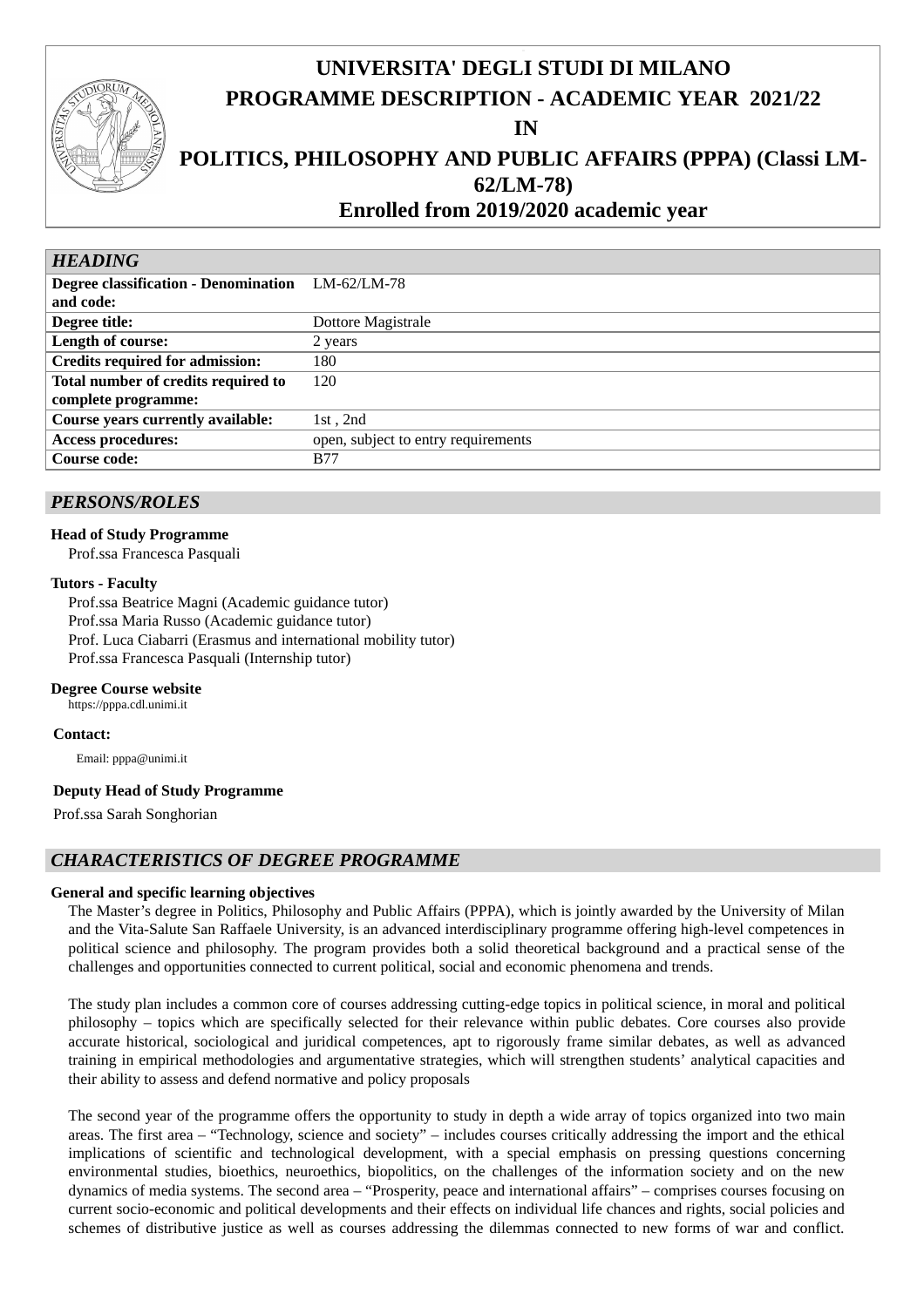# UNIVERSITA' DEGLI STUDI DI MILANO
# PROGRAMME DESCRIPTION - ACADEMIC YEAR 2021/22
# IN
# POLITICS, PHILOSOPHY AND PUBLIC AFFAIRS (PPPA) (Classi LM-62/LM-78)
## Enrolled from 2019/2020 academic year

| *HEADING* | |
|---|---|
| **Degree classification - Denomination and code:** | LM-62/LM-78 |
| **Degree title:** | Dottore Magistrale |
| **Length of course:** | 2 years |
| **Credits required for admission:** | 180 |
| **Total number of credits required to complete programme:** | 120 |
| **Course years currently available:** | 1st , 2nd |
| **Access procedures:** | open, subject to entry requirements |
| **Course code:** | B77 |

## *PERSONS/ROLES*

**Head of Study Programme**

Prof.ssa Francesca Pasquali

**Tutors - Faculty**

Prof.ssa Beatrice Magni (Academic guidance tutor)
Prof.ssa Maria Russo (Academic guidance tutor)
Prof. Luca Ciabarri (Erasmus and international mobility tutor)
Prof.ssa Francesca Pasquali (Internship tutor)

**Degree Course website**

https://pppa.cdl.unimi.it

**Contact:**

Email: pppa@unimi.it

**Deputy Head of Study Programme**

Prof.ssa Sarah Songhorian

## *CHARACTERISTICS OF DEGREE PROGRAMME*

**General and specific learning objectives**

The Master's degree in Politics, Philosophy and Public Affairs (PPPA), which is jointly awarded by the University of Milan and the Vita-Salute San Raffaele University, is an advanced interdisciplinary programme offering high-level competences in political science and philosophy. The program provides both a solid theoretical background and a practical sense of the challenges and opportunities connected to current political, social and economic phenomena and trends.

The study plan includes a common core of courses addressing cutting-edge topics in political science, in moral and political philosophy – topics which are specifically selected for their relevance within public debates. Core courses also provide accurate historical, sociological and juridical competences, apt to rigorously frame similar debates, as well as advanced training in empirical methodologies and argumentative strategies, which will strengthen students' analytical capacities and their ability to assess and defend normative and policy proposals

The second year of the programme offers the opportunity to study in depth a wide array of topics organized into two main areas. The first area – "Technology, science and society" – includes courses critically addressing the import and the ethical implications of scientific and technological development, with a special emphasis on pressing questions concerning environmental studies, bioethics, neuroethics, biopolitics, on the challenges of the information society and on the new dynamics of media systems. The second area – "Prosperity, peace and international affairs" – comprises courses focusing on current socio-economic and political developments and their effects on individual life chances and rights, social policies and schemes of distributive justice as well as courses addressing the dilemmas connected to new forms of war and conflict.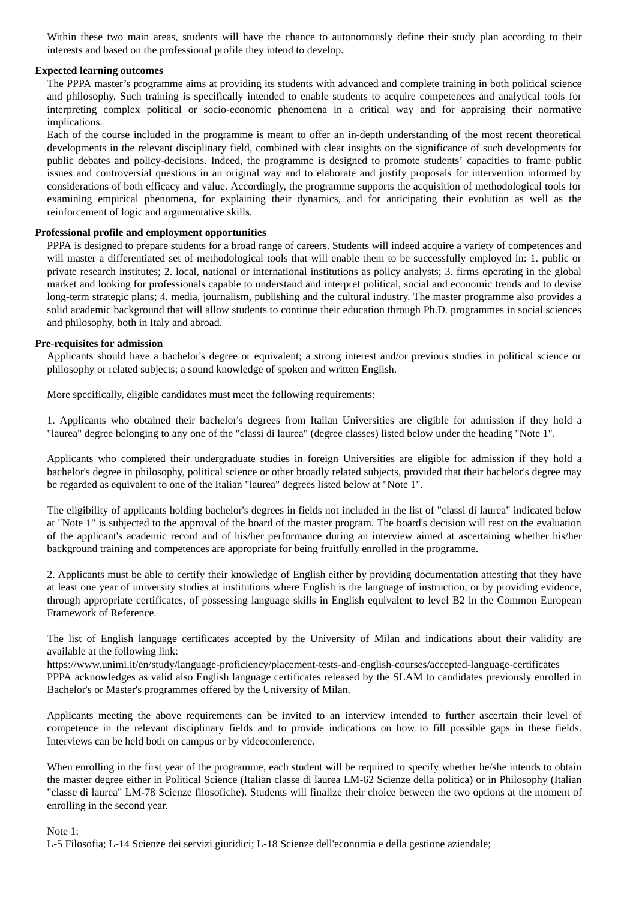Within these two main areas, students will have the chance to autonomously define their study plan according to their interests and based on the professional profile they intend to develop.

**Expected learning outcomes**

The PPPA master's programme aims at providing its students with advanced and complete training in both political science and philosophy. Such training is specifically intended to enable students to acquire competences and analytical tools for interpreting complex political or socio-economic phenomena in a critical way and for appraising their normative implications.

Each of the course included in the programme is meant to offer an in-depth understanding of the most recent theoretical developments in the relevant disciplinary field, combined with clear insights on the significance of such developments for public debates and policy-decisions. Indeed, the programme is designed to promote students' capacities to frame public issues and controversial questions in an original way and to elaborate and justify proposals for intervention informed by considerations of both efficacy and value. Accordingly, the programme supports the acquisition of methodological tools for examining empirical phenomena, for explaining their dynamics, and for anticipating their evolution as well as the reinforcement of logic and argumentative skills.

**Professional profile and employment opportunities**

PPPA is designed to prepare students for a broad range of careers. Students will indeed acquire a variety of competences and will master a differentiated set of methodological tools that will enable them to be successfully employed in: 1. public or private research institutes; 2. local, national or international institutions as policy analysts; 3. firms operating in the global market and looking for professionals capable to understand and interpret political, social and economic trends and to devise long-term strategic plans; 4. media, journalism, publishing and the cultural industry. The master programme also provides a solid academic background that will allow students to continue their education through Ph.D. programmes in social sciences and philosophy, both in Italy and abroad.

**Pre-requisites for admission**

Applicants should have a bachelor's degree or equivalent; a strong interest and/or previous studies in political science or philosophy or related subjects; a sound knowledge of spoken and written English.

More specifically, eligible candidates must meet the following requirements:

1. Applicants who obtained their bachelor's degrees from Italian Universities are eligible for admission if they hold a "laurea" degree belonging to any one of the "classi di laurea" (degree classes) listed below under the heading "Note 1".

Applicants who completed their undergraduate studies in foreign Universities are eligible for admission if they hold a bachelor's degree in philosophy, political science or other broadly related subjects, provided that their bachelor's degree may be regarded as equivalent to one of the Italian "laurea" degrees listed below at "Note 1".

The eligibility of applicants holding bachelor's degrees in fields not included in the list of "classi di laurea" indicated below at "Note 1" is subjected to the approval of the board of the master program. The board's decision will rest on the evaluation of the applicant's academic record and of his/her performance during an interview aimed at ascertaining whether his/her background training and competences are appropriate for being fruitfully enrolled in the programme.

2. Applicants must be able to certify their knowledge of English either by providing documentation attesting that they have at least one year of university studies at institutions where English is the language of instruction, or by providing evidence, through appropriate certificates, of possessing language skills in English equivalent to level B2 in the Common European Framework of Reference.

The list of English language certificates accepted by the University of Milan and indications about their validity are available at the following link:
https://www.unimi.it/en/study/language-proficiency/placement-tests-and-english-courses/accepted-language-certificates
PPPA acknowledges as valid also English language certificates released by the SLAM to candidates previously enrolled in Bachelor's or Master's programmes offered by the University of Milan.

Applicants meeting the above requirements can be invited to an interview intended to further ascertain their level of competence in the relevant disciplinary fields and to provide indications on how to fill possible gaps in these fields. Interviews can be held both on campus or by videoconference.

When enrolling in the first year of the programme, each student will be required to specify whether he/she intends to obtain the master degree either in Political Science (Italian classe di laurea LM-62 Scienze della politica) or in Philosophy (Italian "classe di laurea" LM-78 Scienze filosofiche). Students will finalize their choice between the two options at the moment of enrolling in the second year.

Note 1:
L-5 Filosofia; L-14 Scienze dei servizi giuridici; L-18 Scienze dell'economia e della gestione aziendale;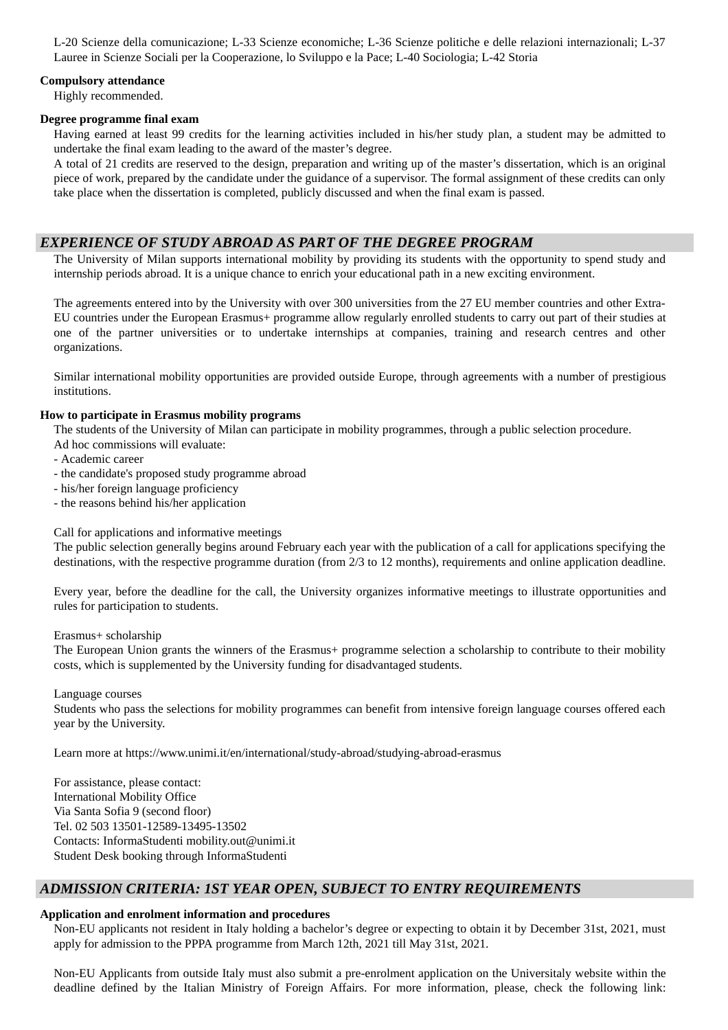L-20 Scienze della comunicazione; L-33 Scienze economiche; L-36 Scienze politiche e delle relazioni internazionali; L-37 Lauree in Scienze Sociali per la Cooperazione, lo Sviluppo e la Pace; L-40 Sociologia; L-42 Storia

**Compulsory attendance**

Highly recommended.

**Degree programme final exam**

Having earned at least 99 credits for the learning activities included in his/her study plan, a student may be admitted to undertake the final exam leading to the award of the master's degree.

A total of 21 credits are reserved to the design, preparation and writing up of the master's dissertation, which is an original piece of work, prepared by the candidate under the guidance of a supervisor. The formal assignment of these credits can only take place when the dissertation is completed, publicly discussed and when the final exam is passed.

## *EXPERIENCE OF STUDY ABROAD AS PART OF THE DEGREE PROGRAM*

The University of Milan supports international mobility by providing its students with the opportunity to spend study and internship periods abroad. It is a unique chance to enrich your educational path in a new exciting environment.

The agreements entered into by the University with over 300 universities from the 27 EU member countries and other Extra-EU countries under the European Erasmus+ programme allow regularly enrolled students to carry out part of their studies at one of the partner universities or to undertake internships at companies, training and research centres and other organizations.

Similar international mobility opportunities are provided outside Europe, through agreements with a number of prestigious institutions.

**How to participate in Erasmus mobility programs**

The students of the University of Milan can participate in mobility programmes, through a public selection procedure.
Ad hoc commissions will evaluate:
- Academic career
- the candidate's proposed study programme abroad
- his/her foreign language proficiency
- the reasons behind his/her application

Call for applications and informative meetings

The public selection generally begins around February each year with the publication of a call for applications specifying the destinations, with the respective programme duration (from 2/3 to 12 months), requirements and online application deadline.

Every year, before the deadline for the call, the University organizes informative meetings to illustrate opportunities and rules for participation to students.

Erasmus+ scholarship

The European Union grants the winners of the Erasmus+ programme selection a scholarship to contribute to their mobility costs, which is supplemented by the University funding for disadvantaged students.

Language courses

Students who pass the selections for mobility programmes can benefit from intensive foreign language courses offered each year by the University.

Learn more at https://www.unimi.it/en/international/study-abroad/studying-abroad-erasmus

For assistance, please contact:
International Mobility Office
Via Santa Sofia 9 (second floor)
Tel. 02 503 13501-12589-13495-13502
Contacts: InformaStudenti mobility.out@unimi.it
Student Desk booking through InformaStudenti

## *ADMISSION CRITERIA: 1ST YEAR OPEN, SUBJECT TO ENTRY REQUIREMENTS*

**Application and enrolment information and procedures**

Non-EU applicants not resident in Italy holding a bachelor's degree or expecting to obtain it by December 31st, 2021, must apply for admission to the PPPA programme from March 12th, 2021 till May 31st, 2021.

Non-EU Applicants from outside Italy must also submit a pre-enrolment application on the Universitaly website within the deadline defined by the Italian Ministry of Foreign Affairs. For more information, please, check the following link: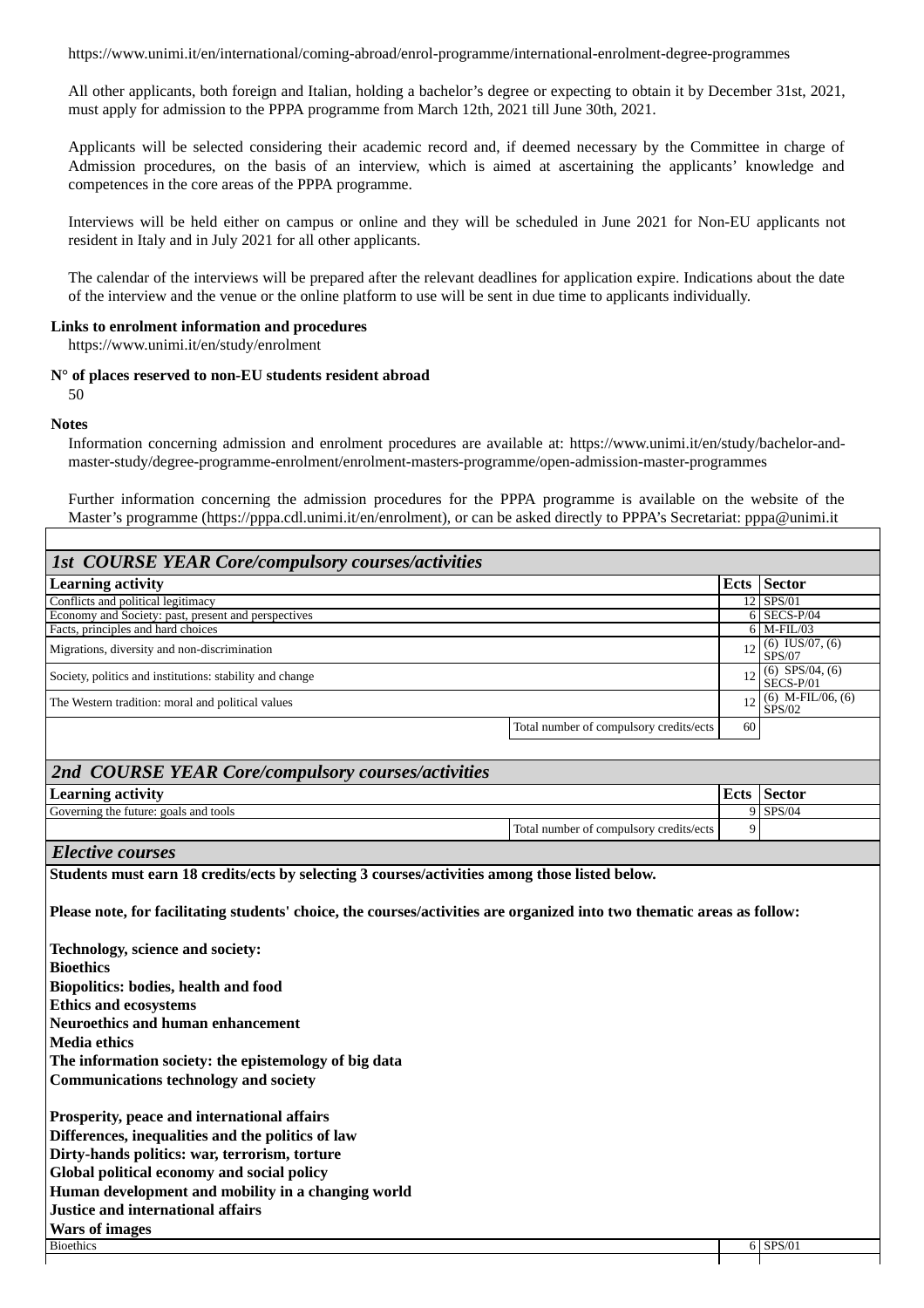https://www.unimi.it/en/international/coming-abroad/enrol-programme/international-enrolment-degree-programmes

All other applicants, both foreign and Italian, holding a bachelor's degree or expecting to obtain it by December 31st, 2021, must apply for admission to the PPPA programme from March 12th, 2021 till June 30th, 2021.

Applicants will be selected considering their academic record and, if deemed necessary by the Committee in charge of Admission procedures, on the basis of an interview, which is aimed at ascertaining the applicants' knowledge and competences in the core areas of the PPPA programme.

Interviews will be held either on campus or online and they will be scheduled in June 2021 for Non-EU applicants not resident in Italy and in July 2021 for all other applicants.

The calendar of the interviews will be prepared after the relevant deadlines for application expire. Indications about the date of the interview and the venue or the online platform to use will be sent in due time to applicants individually.

**Links to enrolment information and procedures**

https://www.unimi.it/en/study/enrolment

**N° of places reserved to non-EU students resident abroad**

50

**Notes**

Information concerning admission and enrolment procedures are available at: https://www.unimi.it/en/study/bachelor-and-master-study/degree-programme-enrolment/enrolment-masters-programme/open-admission-master-programmes

Further information concerning the admission procedures for the PPPA programme is available on the website of the Master's programme (https://pppa.cdl.unimi.it/en/enrolment), or can be asked directly to PPPA's Secretariat: pppa@unimi.it

## *1st COURSE YEAR Core/compulsory courses/activities*

| Learning activity | Ects | Sector |
|---|---|---|
| Conflicts and political legitimacy | 12 | SPS/01 |
| Economy and Society: past, present and perspectives | 6 | SECS-P/04 |
| Facts, principles and hard choices | 6 | M-FIL/03 |
| Migrations, diversity and non-discrimination | 12 | (6) IUS/07, (6) SPS/07 |
| Society, politics and institutions: stability and change | 12 | (6) SPS/04, (6) SECS-P/01 |
| The Western tradition: moral and political values | 12 | (6) M-FIL/06, (6) SPS/02 |
| Total number of compulsory credits/ects | 60 | |

## *2nd COURSE YEAR Core/compulsory courses/activities*

| Learning activity | Ects | Sector |
|---|---|---|
| Governing the future: goals and tools | 9 | SPS/04 |
| Total number of compulsory credits/ects | 9 | |

## *Elective courses*

**Students must earn 18 credits/ects by selecting 3 courses/activities among those listed below.**

**Please note, for facilitating students' choice, the courses/activities are organized into two thematic areas as follow:**

**Technology, science and society:**
**Bioethics**
**Biopolitics: bodies, health and food**
**Ethics and ecosystems**
**Neuroethics and human enhancement**
**Media ethics**
**The information society: the epistemology of big data**
**Communications technology and society**

**Prosperity, peace and international affairs**
**Differences, inequalities and the politics of law**
**Dirty-hands politics: war, terrorism, torture**
**Global political economy and social policy**
**Human development and mobility in a changing world**
**Justice and international affairs**
**Wars of images**

| | | |
|---|---|---|
| Bioethics | 6 | SPS/01 |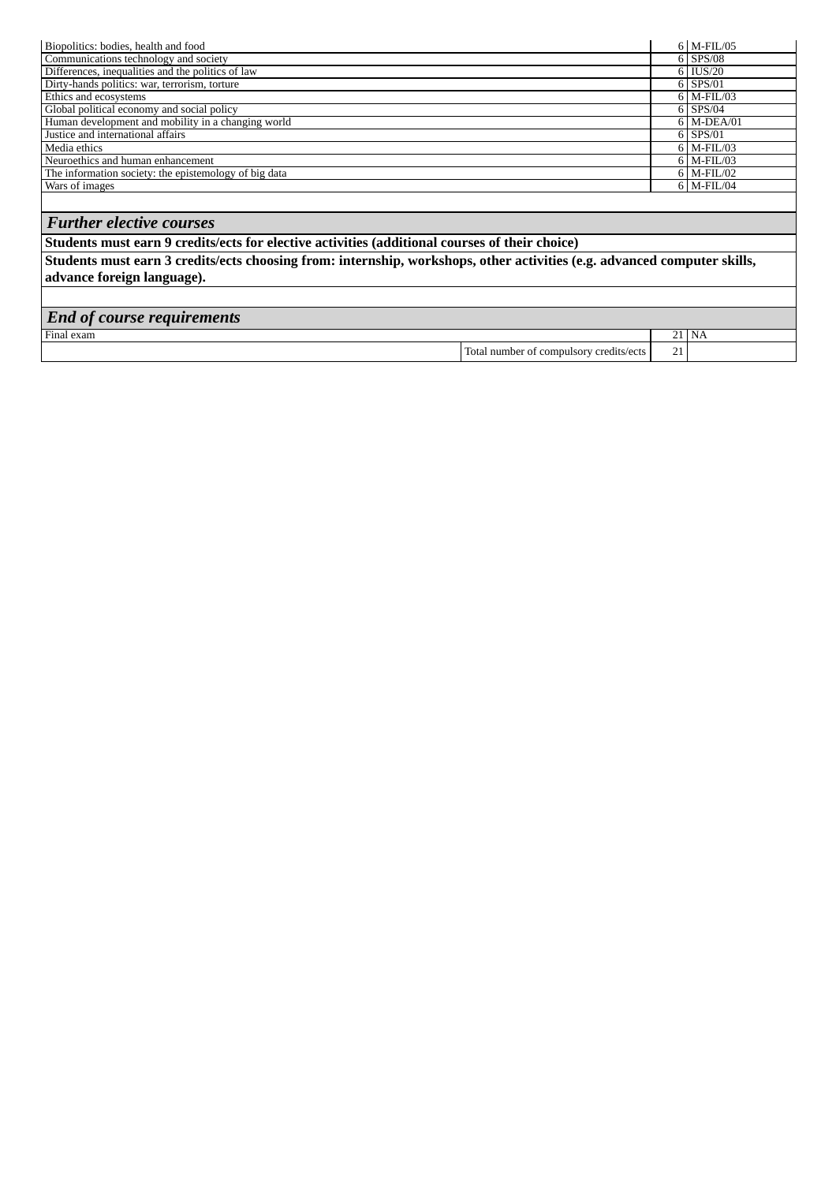| | | |
|---|---|---|
| Biopolitics: bodies, health and food | 6 | M-FIL/05 |
| Communications technology and society | 6 | SPS/08 |
| Differences, inequalities and the politics of law | 6 | IUS/20 |
| Dirty-hands politics: war, terrorism, torture | 6 | SPS/01 |
| Ethics and ecosystems | 6 | M-FIL/03 |
| Global political economy and social policy | 6 | SPS/04 |
| Human development and mobility in a changing world | 6 | M-DEA/01 |
| Justice and international affairs | 6 | SPS/01 |
| Media ethics | 6 | M-FIL/03 |
| Neuroethics and human enhancement | 6 | M-FIL/03 |
| The information society: the epistemology of big data | 6 | M-FIL/02 |
| Wars of images | 6 | M-FIL/04 |

## *Further elective courses*

**Students must earn 9 credits/ects for elective activities (additional courses of their choice)**

**Students must earn 3 credits/ects choosing from: internship, workshops, other activities (e.g. advanced computer skills, advance foreign language).**

## *End of course requirements*

| | | | |
|---|---|---|---|
| Final exam | | 21 | NA |
| | Total number of compulsory credits/ects | 21 | |